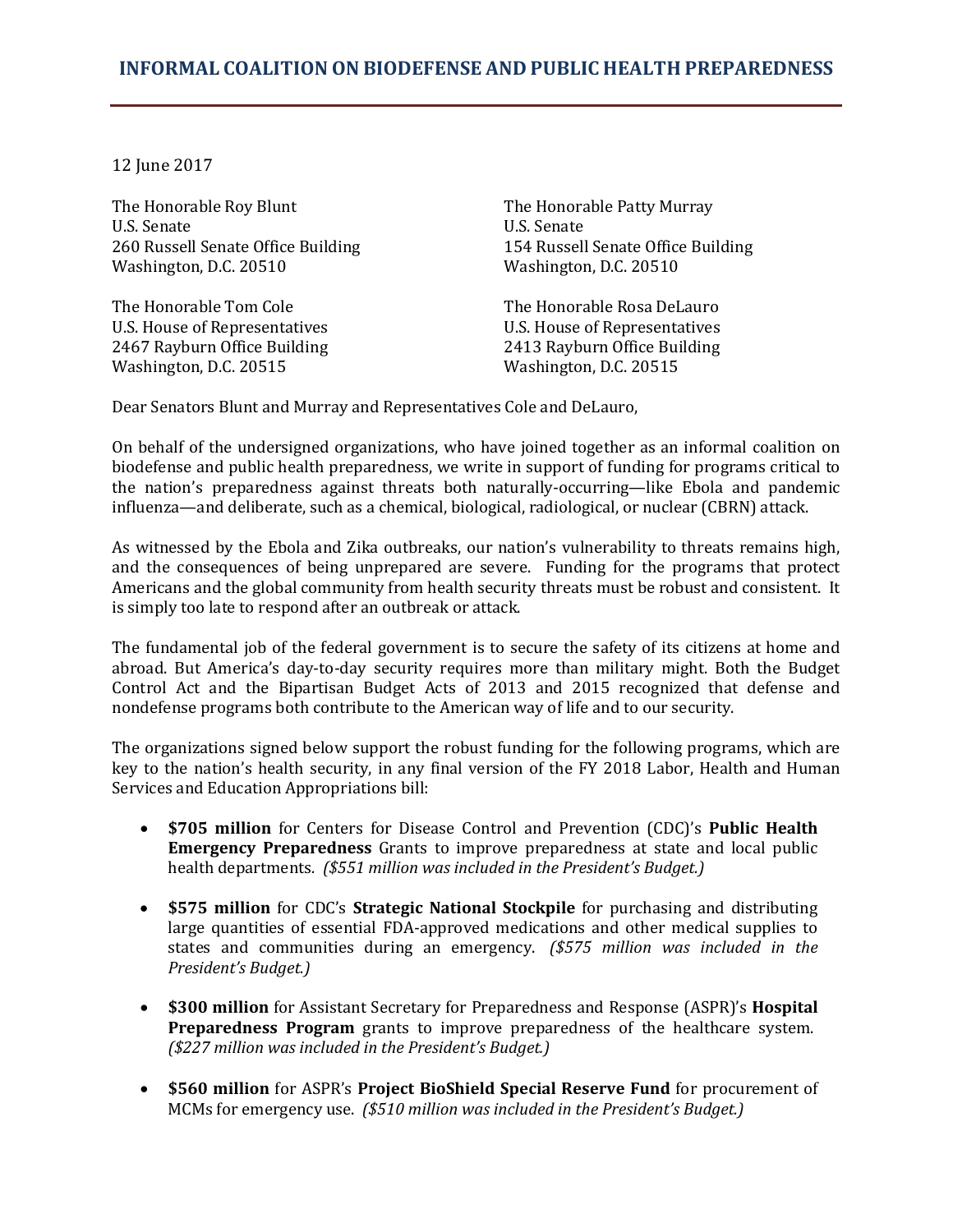# INFORMAL COALITION ON BIODEFENSE AND PUBLIC HEALTH PREPAREDNESS

12 June 2017

The Honorable Roy Blunt
U.S. Senate
260 Russell Senate Office Building
Washington, D.C. 20510

The Honorable Patty Murray
U.S. Senate
154 Russell Senate Office Building
Washington, D.C. 20510

The Honorable Tom Cole
U.S. House of Representatives
2467 Rayburn Office Building
Washington, D.C. 20515

The Honorable Rosa DeLauro
U.S. House of Representatives
2413 Rayburn Office Building
Washington, D.C. 20515

Dear Senators Blunt and Murray and Representatives Cole and DeLauro,

On behalf of the undersigned organizations, who have joined together as an informal coalition on biodefense and public health preparedness, we write in support of funding for programs critical to the nation's preparedness against threats both naturally-occurring—like Ebola and pandemic influenza—and deliberate, such as a chemical, biological, radiological, or nuclear (CBRN) attack.

As witnessed by the Ebola and Zika outbreaks, our nation's vulnerability to threats remains high, and the consequences of being unprepared are severe. Funding for the programs that protect Americans and the global community from health security threats must be robust and consistent. It is simply too late to respond after an outbreak or attack.

The fundamental job of the federal government is to secure the safety of its citizens at home and abroad. But America's day-to-day security requires more than military might. Both the Budget Control Act and the Bipartisan Budget Acts of 2013 and 2015 recognized that defense and nondefense programs both contribute to the American way of life and to our security.

The organizations signed below support the robust funding for the following programs, which are key to the nation's health security, in any final version of the FY 2018 Labor, Health and Human Services and Education Appropriations bill:

- **$705 million** for Centers for Disease Control and Prevention (CDC)'s **Public Health Emergency Preparedness** Grants to improve preparedness at state and local public health departments. *($551 million was included in the President's Budget.)*
- **$575 million** for CDC's **Strategic National Stockpile** for purchasing and distributing large quantities of essential FDA-approved medications and other medical supplies to states and communities during an emergency. *($575 million was included in the President's Budget.)*
- **$300 million** for Assistant Secretary for Preparedness and Response (ASPR)'s **Hospital Preparedness Program** grants to improve preparedness of the healthcare system. *($227 million was included in the President's Budget.)*
- **$560 million** for ASPR's **Project BioShield Special Reserve Fund** for procurement of MCMs for emergency use. *($510 million was included in the President's Budget.)*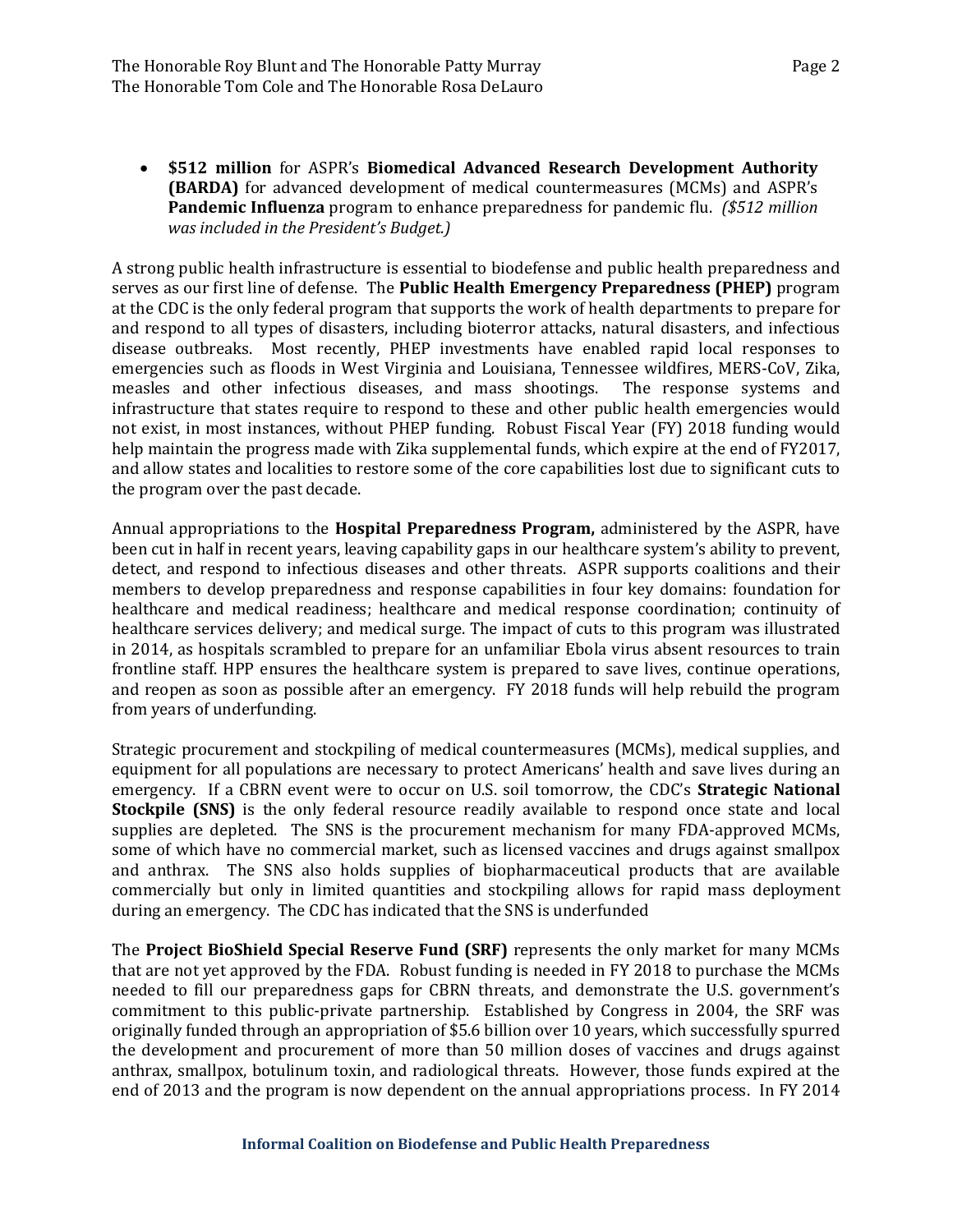- **$512 million** for ASPR's **Biomedical Advanced Research Development Authority (BARDA)** for advanced development of medical countermeasures (MCMs) and ASPR's **Pandemic Influenza** program to enhance preparedness for pandemic flu. *($512 million was included in the President's Budget.)*

A strong public health infrastructure is essential to biodefense and public health preparedness and serves as our first line of defense. The **Public Health Emergency Preparedness (PHEP)** program at the CDC is the only federal program that supports the work of health departments to prepare for and respond to all types of disasters, including bioterror attacks, natural disasters, and infectious disease outbreaks. Most recently, PHEP investments have enabled rapid local responses to emergencies such as floods in West Virginia and Louisiana, Tennessee wildfires, MERS-CoV, Zika, measles and other infectious diseases, and mass shootings. The response systems and infrastructure that states require to respond to these and other public health emergencies would not exist, in most instances, without PHEP funding. Robust Fiscal Year (FY) 2018 funding would help maintain the progress made with Zika supplemental funds, which expire at the end of FY2017, and allow states and localities to restore some of the core capabilities lost due to significant cuts to the program over the past decade.

Annual appropriations to the **Hospital Preparedness Program,** administered by the ASPR, have been cut in half in recent years, leaving capability gaps in our healthcare system's ability to prevent, detect, and respond to infectious diseases and other threats. ASPR supports coalitions and their members to develop preparedness and response capabilities in four key domains: foundation for healthcare and medical readiness; healthcare and medical response coordination; continuity of healthcare services delivery; and medical surge. The impact of cuts to this program was illustrated in 2014, as hospitals scrambled to prepare for an unfamiliar Ebola virus absent resources to train frontline staff. HPP ensures the healthcare system is prepared to save lives, continue operations, and reopen as soon as possible after an emergency. FY 2018 funds will help rebuild the program from years of underfunding.

Strategic procurement and stockpiling of medical countermeasures (MCMs), medical supplies, and equipment for all populations are necessary to protect Americans' health and save lives during an emergency. If a CBRN event were to occur on U.S. soil tomorrow, the CDC's **Strategic National Stockpile (SNS)** is the only federal resource readily available to respond once state and local supplies are depleted. The SNS is the procurement mechanism for many FDA-approved MCMs, some of which have no commercial market, such as licensed vaccines and drugs against smallpox and anthrax. The SNS also holds supplies of biopharmaceutical products that are available commercially but only in limited quantities and stockpiling allows for rapid mass deployment during an emergency. The CDC has indicated that the SNS is underfunded

The **Project BioShield Special Reserve Fund (SRF)** represents the only market for many MCMs that are not yet approved by the FDA. Robust funding is needed in FY 2018 to purchase the MCMs needed to fill our preparedness gaps for CBRN threats, and demonstrate the U.S. government's commitment to this public-private partnership. Established by Congress in 2004, the SRF was originally funded through an appropriation of $5.6 billion over 10 years, which successfully spurred the development and procurement of more than 50 million doses of vaccines and drugs against anthrax, smallpox, botulinum toxin, and radiological threats. However, those funds expired at the end of 2013 and the program is now dependent on the annual appropriations process. In FY 2014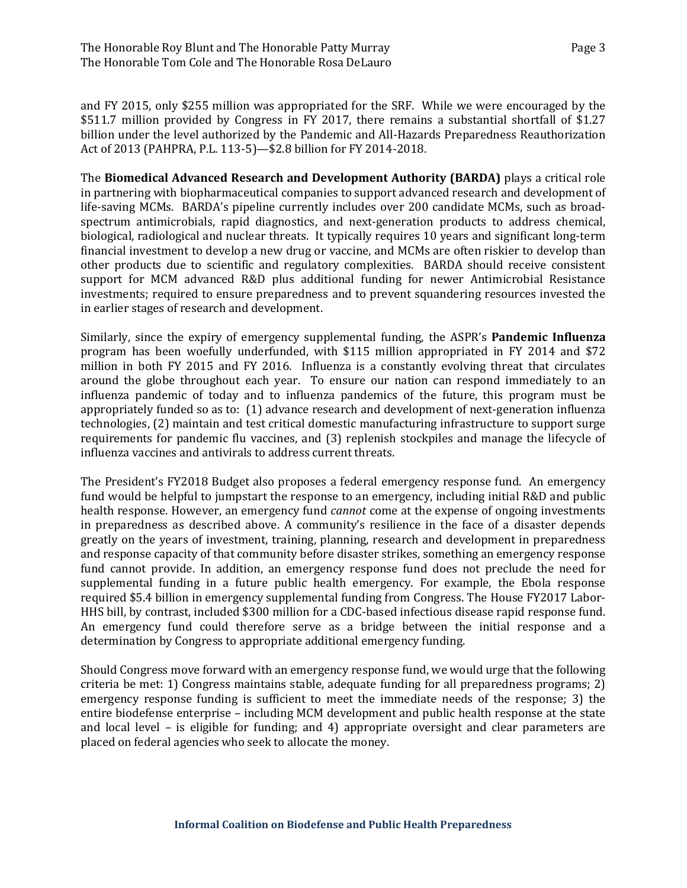and FY 2015, only $255 million was appropriated for the SRF. While we were encouraged by the $511.7 million provided by Congress in FY 2017, there remains a substantial shortfall of $1.27 billion under the level authorized by the Pandemic and All-Hazards Preparedness Reauthorization Act of 2013 (PAHPRA, P.L. 113-5)—$2.8 billion for FY 2014-2018.

The **Biomedical Advanced Research and Development Authority (BARDA)** plays a critical role in partnering with biopharmaceutical companies to support advanced research and development of life-saving MCMs. BARDA's pipeline currently includes over 200 candidate MCMs, such as broad-spectrum antimicrobials, rapid diagnostics, and next-generation products to address chemical, biological, radiological and nuclear threats. It typically requires 10 years and significant long-term financial investment to develop a new drug or vaccine, and MCMs are often riskier to develop than other products due to scientific and regulatory complexities. BARDA should receive consistent support for MCM advanced R&D plus additional funding for newer Antimicrobial Resistance investments; required to ensure preparedness and to prevent squandering resources invested the in earlier stages of research and development.

Similarly, since the expiry of emergency supplemental funding, the ASPR's **Pandemic Influenza** program has been woefully underfunded, with $115 million appropriated in FY 2014 and $72 million in both FY 2015 and FY 2016. Influenza is a constantly evolving threat that circulates around the globe throughout each year. To ensure our nation can respond immediately to an influenza pandemic of today and to influenza pandemics of the future, this program must be appropriately funded so as to: (1) advance research and development of next-generation influenza technologies, (2) maintain and test critical domestic manufacturing infrastructure to support surge requirements for pandemic flu vaccines, and (3) replenish stockpiles and manage the lifecycle of influenza vaccines and antivirals to address current threats.

The President's FY2018 Budget also proposes a federal emergency response fund. An emergency fund would be helpful to jumpstart the response to an emergency, including initial R&D and public health response. However, an emergency fund *cannot* come at the expense of ongoing investments in preparedness as described above. A community's resilience in the face of a disaster depends greatly on the years of investment, training, planning, research and development in preparedness and response capacity of that community before disaster strikes, something an emergency response fund cannot provide. In addition, an emergency response fund does not preclude the need for supplemental funding in a future public health emergency. For example, the Ebola response required $5.4 billion in emergency supplemental funding from Congress. The House FY2017 Labor-HHS bill, by contrast, included $300 million for a CDC-based infectious disease rapid response fund. An emergency fund could therefore serve as a bridge between the initial response and a determination by Congress to appropriate additional emergency funding.

Should Congress move forward with an emergency response fund, we would urge that the following criteria be met: 1) Congress maintains stable, adequate funding for all preparedness programs; 2) emergency response funding is sufficient to meet the immediate needs of the response; 3) the entire biodefense enterprise – including MCM development and public health response at the state and local level – is eligible for funding; and 4) appropriate oversight and clear parameters are placed on federal agencies who seek to allocate the money.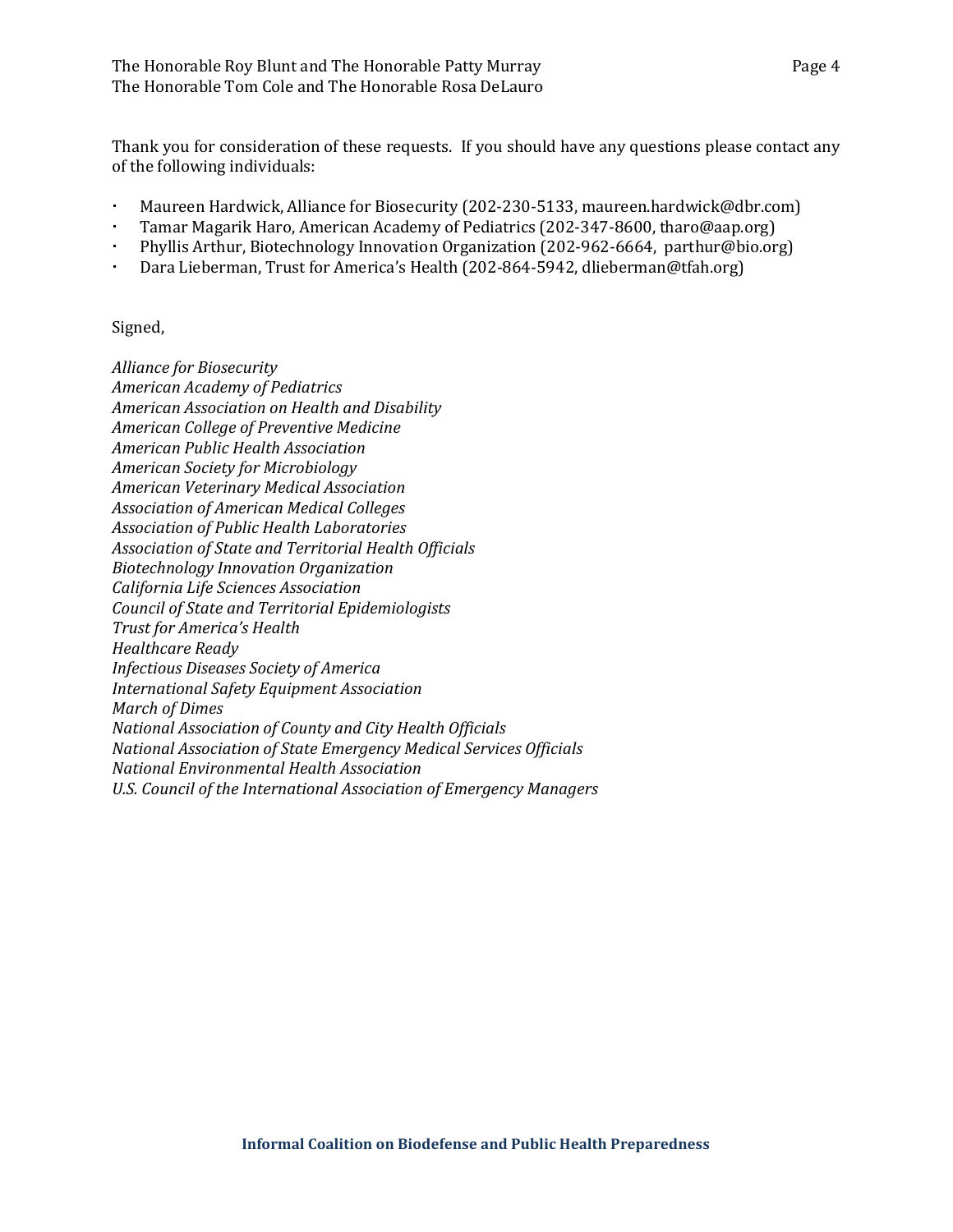Thank you for consideration of these requests. If you should have any questions please contact any of the following individuals:

- Maureen Hardwick, Alliance for Biosecurity (202-230-5133, maureen.hardwick@dbr.com)
- Tamar Magarik Haro, American Academy of Pediatrics (202-347-8600, tharo@aap.org)
- Phyllis Arthur, Biotechnology Innovation Organization (202-962-6664, parthur@bio.org)
- Dara Lieberman, Trust for America's Health (202-864-5942, dlieberman@tfah.org)

Signed,

*Alliance for Biosecurity*
*American Academy of Pediatrics*
*American Association on Health and Disability*
*American College of Preventive Medicine*
*American Public Health Association*
*American Society for Microbiology*
*American Veterinary Medical Association*
*Association of American Medical Colleges*
*Association of Public Health Laboratories*
*Association of State and Territorial Health Officials*
*Biotechnology Innovation Organization*
*California Life Sciences Association*
*Council of State and Territorial Epidemiologists*
*Trust for America's Health*
*Healthcare Ready*
*Infectious Diseases Society of America*
*International Safety Equipment Association*
*March of Dimes*
*National Association of County and City Health Officials*
*National Association of State Emergency Medical Services Officials*
*National Environmental Health Association*
*U.S. Council of the International Association of Emergency Managers*